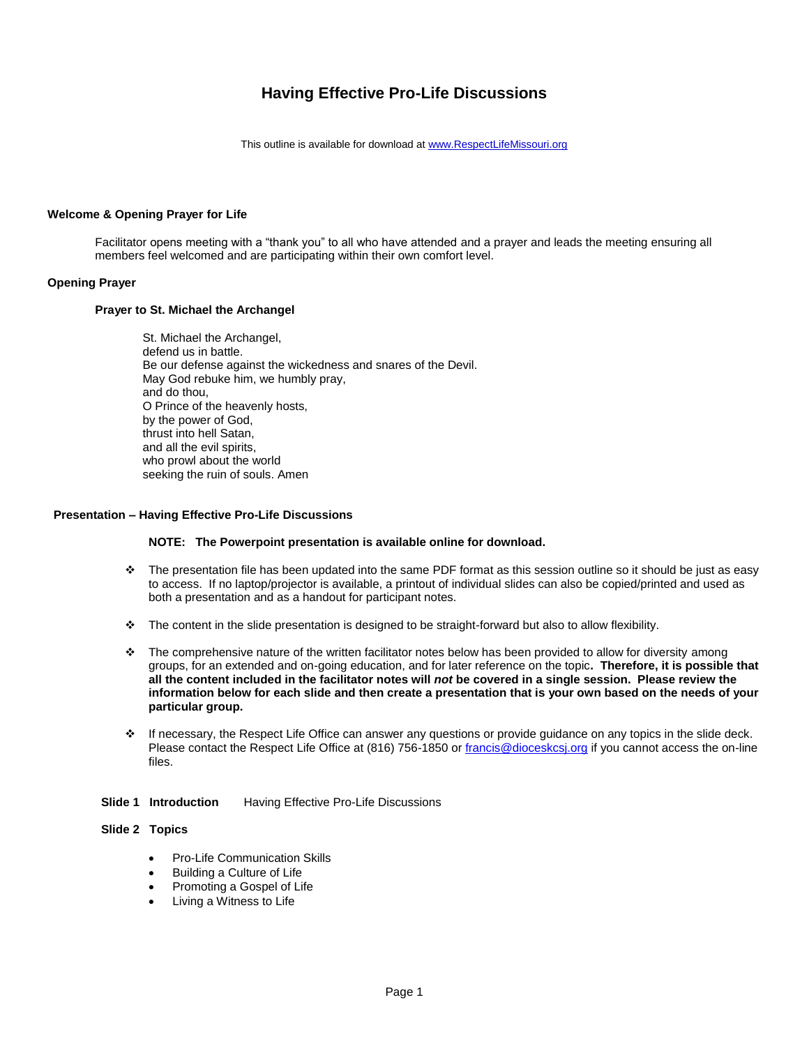# Having Effective Pro-Life Discussions

This outline is available for download at www.RespectLifeMissouri.org

**Welcome & Opening Prayer for Life**

Facilitator opens meeting with a "thank you" to all who have attended and a prayer and leads the meeting ensuring all members feel welcomed and are participating within their own comfort level.

**Opening Prayer**

**Prayer to St. Michael the Archangel**

St. Michael the Archangel,
defend us in battle.
Be our defense against the wickedness and snares of the Devil.
May God rebuke him, we humbly pray,
and do thou,
O Prince of the heavenly hosts,
by the power of God,
thrust into hell Satan,
and all the evil spirits,
who prowl about the world
seeking the ruin of souls. Amen

**Presentation – Having Effective Pro-Life Discussions**

**NOTE: The Powerpoint presentation is available online for download.**

- The presentation file has been updated into the same PDF format as this session outline so it should be just as easy to access. If no laptop/projector is available, a printout of individual slides can also be copied/printed and used as both a presentation and as a handout for participant notes.
- The content in the slide presentation is designed to be straight-forward but also to allow flexibility.
- The comprehensive nature of the written facilitator notes below has been provided to allow for diversity among groups, for an extended and on-going education, and for later reference on the topic**. Therefore, it is possible that all the content included in the facilitator notes will *not* be covered in a single session. Please review the information below for each slide and then create a presentation that is your own based on the needs of your particular group.**
- If necessary, the Respect Life Office can answer any questions or provide guidance on any topics in the slide deck. Please contact the Respect Life Office at (816) 756-1850 or francis@dioceskcsj.org if you cannot access the on-line files.

**Slide 1 Introduction** Having Effective Pro-Life Discussions

**Slide 2 Topics**

- Pro-Life Communication Skills
- Building a Culture of Life
- Promoting a Gospel of Life
- Living a Witness to Life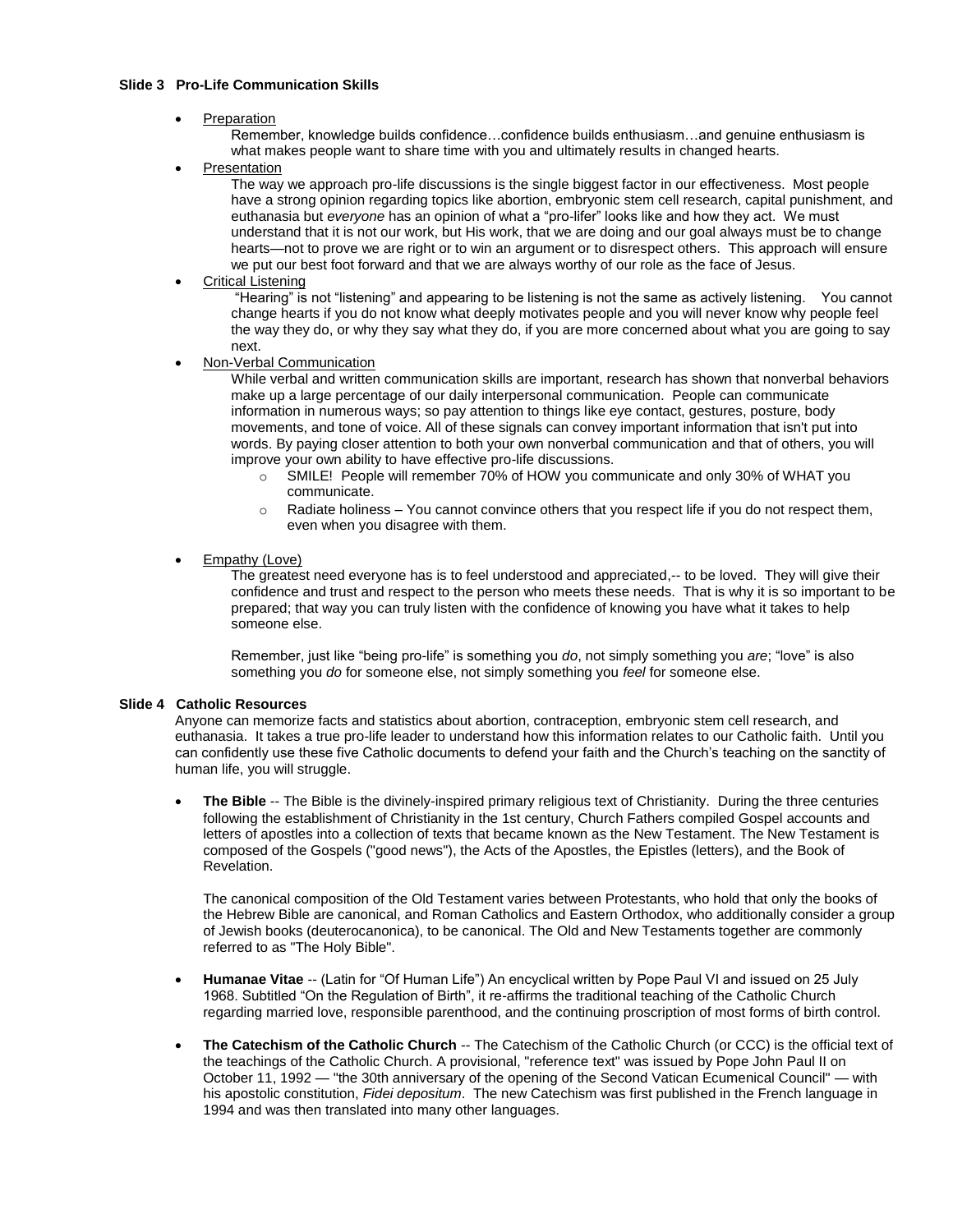**Slide 3 Pro-Life Communication Skills**

- Preparation

  Remember, knowledge builds confidence…confidence builds enthusiasm…and genuine enthusiasm is what makes people want to share time with you and ultimately results in changed hearts.

- Presentation

  The way we approach pro-life discussions is the single biggest factor in our effectiveness. Most people have a strong opinion regarding topics like abortion, embryonic stem cell research, capital punishment, and euthanasia but *everyone* has an opinion of what a "pro-lifer" looks like and how they act. We must understand that it is not our work, but His work, that we are doing and our goal always must be to change hearts—not to prove we are right or to win an argument or to disrespect others. This approach will ensure we put our best foot forward and that we are always worthy of our role as the face of Jesus.

- Critical Listening

  "Hearing" is not "listening" and appearing to be listening is not the same as actively listening. You cannot change hearts if you do not know what deeply motivates people and you will never know why people feel the way they do, or why they say what they do, if you are more concerned about what you are going to say next.

- Non-Verbal Communication

  While verbal and written communication skills are important, research has shown that nonverbal behaviors make up a large percentage of our daily interpersonal communication. People can communicate information in numerous ways; so pay attention to things like eye contact, gestures, posture, body movements, and tone of voice. All of these signals can convey important information that isn't put into words. By paying closer attention to both your own nonverbal communication and that of others, you will improve your own ability to have effective pro-life discussions.

  - SMILE! People will remember 70% of HOW you communicate and only 30% of WHAT you communicate.
  - Radiate holiness – You cannot convince others that you respect life if you do not respect them, even when you disagree with them.

- Empathy (Love)

  The greatest need everyone has is to feel understood and appreciated,-- to be loved. They will give their confidence and trust and respect to the person who meets these needs. That is why it is so important to be prepared; that way you can truly listen with the confidence of knowing you have what it takes to help someone else.

  Remember, just like "being pro-life" is something you *do*, not simply something you *are*; "love" is also something you *do* for someone else, not simply something you *feel* for someone else.

**Slide 4 Catholic Resources**

Anyone can memorize facts and statistics about abortion, contraception, embryonic stem cell research, and euthanasia. It takes a true pro-life leader to understand how this information relates to our Catholic faith. Until you can confidently use these five Catholic documents to defend your faith and the Church's teaching on the sanctity of human life, you will struggle.

- **The Bible** -- The Bible is the divinely-inspired primary religious text of Christianity. During the three centuries following the establishment of Christianity in the 1st century, Church Fathers compiled Gospel accounts and letters of apostles into a collection of texts that became known as the New Testament. The New Testament is composed of the Gospels ("good news"), the Acts of the Apostles, the Epistles (letters), and the Book of Revelation.

  The canonical composition of the Old Testament varies between Protestants, who hold that only the books of the Hebrew Bible are canonical, and Roman Catholics and Eastern Orthodox, who additionally consider a group of Jewish books (deuterocanonica), to be canonical. The Old and New Testaments together are commonly referred to as "The Holy Bible".

- **Humanae Vitae** -- (Latin for "Of Human Life") An encyclical written by Pope Paul VI and issued on 25 July 1968. Subtitled "On the Regulation of Birth", it re-affirms the traditional teaching of the Catholic Church regarding married love, responsible parenthood, and the continuing proscription of most forms of birth control.

- **The Catechism of the Catholic Church** -- The Catechism of the Catholic Church (or CCC) is the official text of the teachings of the Catholic Church. A provisional, "reference text" was issued by Pope John Paul II on October 11, 1992 — "the 30th anniversary of the opening of the Second Vatican Ecumenical Council" — with his apostolic constitution, *Fidei depositum*. The new Catechism was first published in the French language in 1994 and was then translated into many other languages.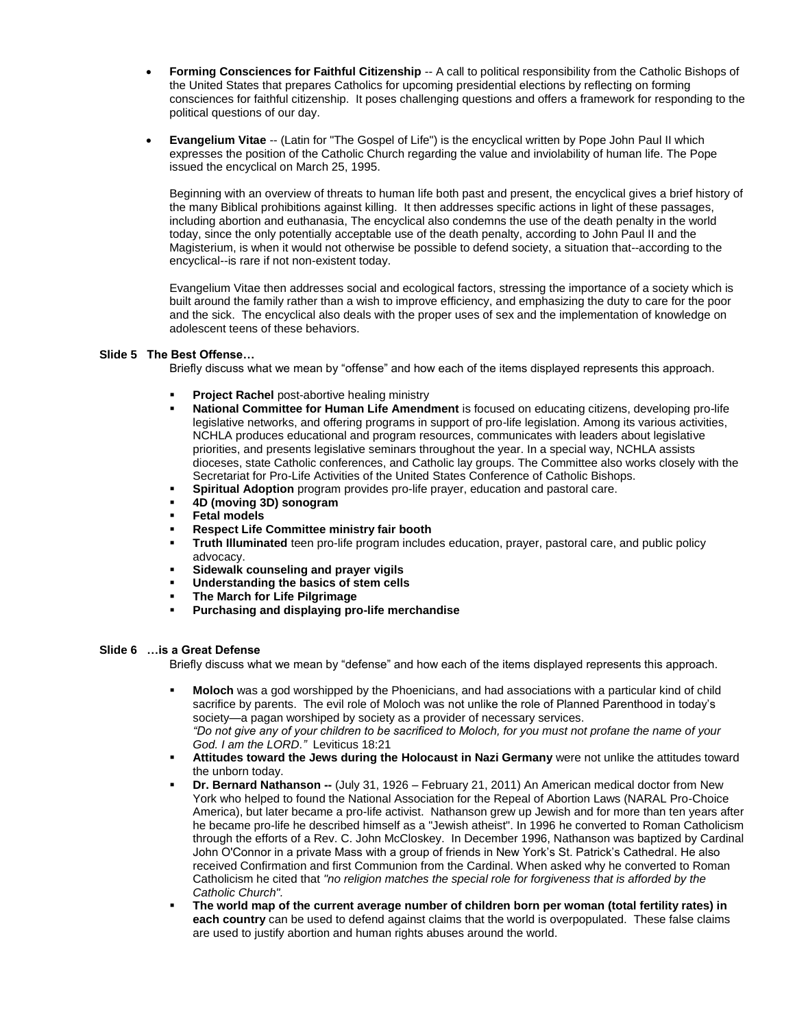- **Forming Consciences for Faithful Citizenship** -- A call to political responsibility from the Catholic Bishops of the United States that prepares Catholics for upcoming presidential elections by reflecting on forming consciences for faithful citizenship. It poses challenging questions and offers a framework for responding to the political questions of our day.

- **Evangelium Vitae** -- (Latin for "The Gospel of Life") is the encyclical written by Pope John Paul II which expresses the position of the Catholic Church regarding the value and inviolability of human life. The Pope issued the encyclical on March 25, 1995.

  Beginning with an overview of threats to human life both past and present, the encyclical gives a brief history of the many Biblical prohibitions against killing. It then addresses specific actions in light of these passages, including abortion and euthanasia, The encyclical also condemns the use of the death penalty in the world today, since the only potentially acceptable use of the death penalty, according to John Paul II and the Magisterium, is when it would not otherwise be possible to defend society, a situation that--according to the encyclical--is rare if not non-existent today.

  Evangelium Vitae then addresses social and ecological factors, stressing the importance of a society which is built around the family rather than a wish to improve efficiency, and emphasizing the duty to care for the poor and the sick. The encyclical also deals with the proper uses of sex and the implementation of knowledge on adolescent teens of these behaviors.

**Slide 5 The Best Offense…**

Briefly discuss what we mean by "offense" and how each of the items displayed represents this approach.

- **Project Rachel** post-abortive healing ministry
- **National Committee for Human Life Amendment** is focused on educating citizens, developing pro-life legislative networks, and offering programs in support of pro-life legislation. Among its various activities, NCHLA produces educational and program resources, communicates with leaders about legislative priorities, and presents legislative seminars throughout the year. In a special way, NCHLA assists dioceses, state Catholic conferences, and Catholic lay groups. The Committee also works closely with the Secretariat for Pro-Life Activities of the United States Conference of Catholic Bishops.
- **Spiritual Adoption** program provides pro-life prayer, education and pastoral care.
- **4D (moving 3D) sonogram**
- **Fetal models**
- **Respect Life Committee ministry fair booth**
- **Truth Illuminated** teen pro-life program includes education, prayer, pastoral care, and public policy advocacy.
- **Sidewalk counseling and prayer vigils**
- **Understanding the basics of stem cells**
- **The March for Life Pilgrimage**
- **Purchasing and displaying pro-life merchandise**

**Slide 6 …is a Great Defense**

Briefly discuss what we mean by "defense" and how each of the items displayed represents this approach.

- **Moloch** was a god worshipped by the Phoenicians, and had associations with a particular kind of child sacrifice by parents. The evil role of Moloch was not unlike the role of Planned Parenthood in today's society—a pagan worshiped by society as a provider of necessary services.
  *"Do not give any of your children to be sacrificed to Moloch, for you must not profane the name of your God. I am the LORD."* Leviticus 18:21
- **Attitudes toward the Jews during the Holocaust in Nazi Germany** were not unlike the attitudes toward the unborn today.
- **Dr. Bernard Nathanson --** (July 31, 1926 – February 21, 2011) An American medical doctor from New York who helped to found the National Association for the Repeal of Abortion Laws (NARAL Pro-Choice America), but later became a pro-life activist. Nathanson grew up Jewish and for more than ten years after he became pro-life he described himself as a "Jewish atheist". In 1996 he converted to Roman Catholicism through the efforts of a Rev. C. John McCloskey. In December 1996, Nathanson was baptized by Cardinal John O'Connor in a private Mass with a group of friends in New York's St. Patrick's Cathedral. He also received Confirmation and first Communion from the Cardinal. When asked why he converted to Roman Catholicism he cited that *"no religion matches the special role for forgiveness that is afforded by the Catholic Church".*
- **The world map of the current average number of children born per woman (total fertility rates) in each country** can be used to defend against claims that the world is overpopulated. These false claims are used to justify abortion and human rights abuses around the world.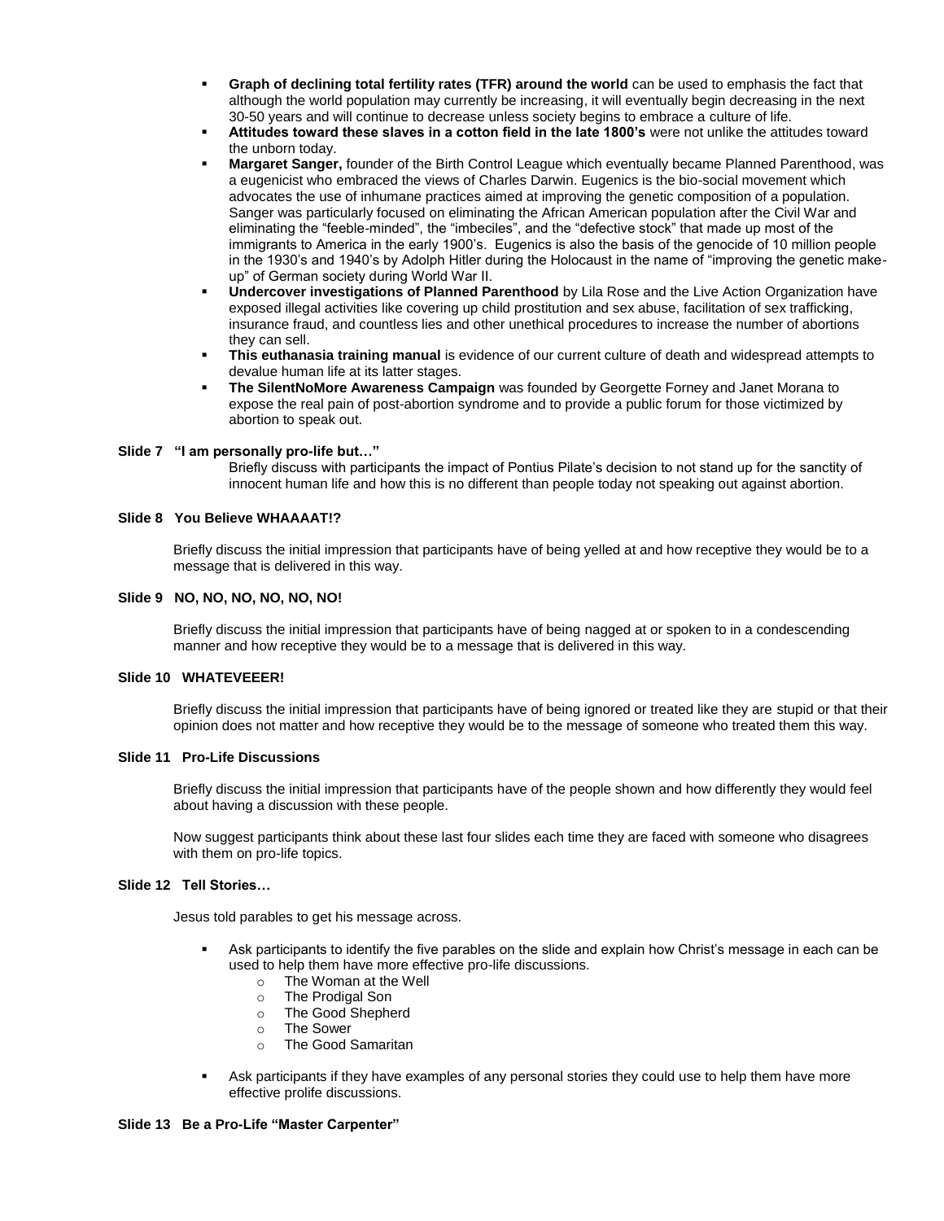- **Graph of declining total fertility rates (TFR) around the world** can be used to emphasis the fact that although the world population may currently be increasing, it will eventually begin decreasing in the next 30-50 years and will continue to decrease unless society begins to embrace a culture of life.
- **Attitudes toward these slaves in a cotton field in the late 1800's** were not unlike the attitudes toward the unborn today.
- **Margaret Sanger,** founder of the Birth Control League which eventually became Planned Parenthood, was a eugenicist who embraced the views of Charles Darwin. Eugenics is the bio-social movement which advocates the use of inhumane practices aimed at improving the genetic composition of a population. Sanger was particularly focused on eliminating the African American population after the Civil War and eliminating the "feeble-minded", the "imbeciles", and the "defective stock" that made up most of the immigrants to America in the early 1900's. Eugenics is also the basis of the genocide of 10 million people in the 1930's and 1940's by Adolph Hitler during the Holocaust in the name of "improving the genetic make-up" of German society during World War II.
- **Undercover investigations of Planned Parenthood** by Lila Rose and the Live Action Organization have exposed illegal activities like covering up child prostitution and sex abuse, facilitation of sex trafficking, insurance fraud, and countless lies and other unethical procedures to increase the number of abortions they can sell.
- **This euthanasia training manual** is evidence of our current culture of death and widespread attempts to devalue human life at its latter stages.
- **The SilentNoMore Awareness Campaign** was founded by Georgette Forney and Janet Morana to expose the real pain of post-abortion syndrome and to provide a public forum for those victimized by abortion to speak out.

#### Slide 7 "I am personally pro-life but…"

Briefly discuss with participants the impact of Pontius Pilate's decision to not stand up for the sanctity of innocent human life and how this is no different than people today not speaking out against abortion.

#### Slide 8 You Believe WHAAAAT!?

Briefly discuss the initial impression that participants have of being yelled at and how receptive they would be to a message that is delivered in this way.

#### Slide 9 NO, NO, NO, NO, NO, NO!

Briefly discuss the initial impression that participants have of being nagged at or spoken to in a condescending manner and how receptive they would be to a message that is delivered in this way.

#### Slide 10 WHATEVEEER!

Briefly discuss the initial impression that participants have of being ignored or treated like they are stupid or that their opinion does not matter and how receptive they would be to the message of someone who treated them this way.

#### Slide 11 Pro-Life Discussions

Briefly discuss the initial impression that participants have of the people shown and how differently they would feel about having a discussion with these people.

Now suggest participants think about these last four slides each time they are faced with someone who disagrees with them on pro-life topics.

#### Slide 12 Tell Stories…

Jesus told parables to get his message across.

- Ask participants to identify the five parables on the slide and explain how Christ's message in each can be used to help them have more effective pro-life discussions.
  - The Woman at the Well
  - The Prodigal Son
  - The Good Shepherd
  - The Sower
  - The Good Samaritan
- Ask participants if they have examples of any personal stories they could use to help them have more effective prolife discussions.

#### Slide 13 Be a Pro-Life "Master Carpenter"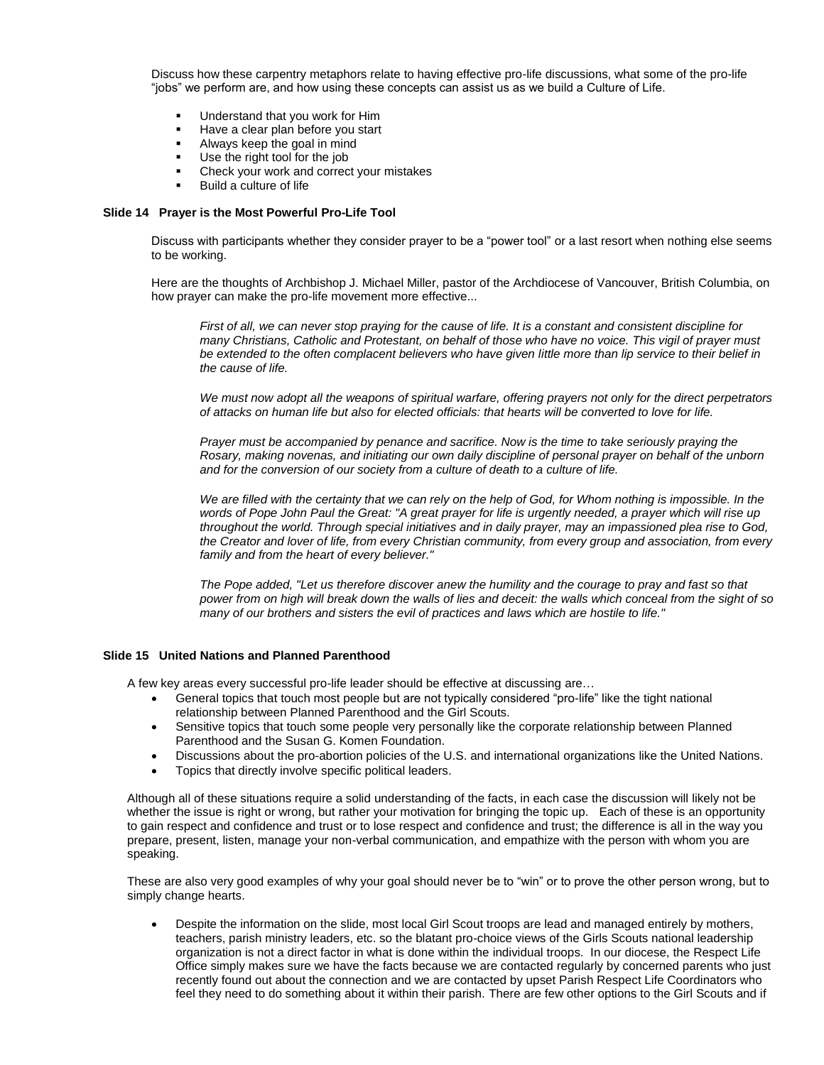Discuss how these carpentry metaphors relate to having effective pro-life discussions, what some of the pro-life "jobs" we perform are, and how using these concepts can assist us as we build a Culture of Life.

- Understand that you work for Him
- Have a clear plan before you start
- Always keep the goal in mind
- Use the right tool for the job
- Check your work and correct your mistakes
- Build a culture of life

### Slide 14 Prayer is the Most Powerful Pro-Life Tool

Discuss with participants whether they consider prayer to be a "power tool" or a last resort when nothing else seems to be working.

Here are the thoughts of Archbishop J. Michael Miller, pastor of the Archdiocese of Vancouver, British Columbia, on how prayer can make the pro-life movement more effective...

*First of all, we can never stop praying for the cause of life. It is a constant and consistent discipline for many Christians, Catholic and Protestant, on behalf of those who have no voice. This vigil of prayer must be extended to the often complacent believers who have given little more than lip service to their belief in the cause of life.*

*We must now adopt all the weapons of spiritual warfare, offering prayers not only for the direct perpetrators of attacks on human life but also for elected officials: that hearts will be converted to love for life.*

*Prayer must be accompanied by penance and sacrifice. Now is the time to take seriously praying the Rosary, making novenas, and initiating our own daily discipline of personal prayer on behalf of the unborn and for the conversion of our society from a culture of death to a culture of life.*

*We are filled with the certainty that we can rely on the help of God, for Whom nothing is impossible. In the words of Pope John Paul the Great: "A great prayer for life is urgently needed, a prayer which will rise up throughout the world. Through special initiatives and in daily prayer, may an impassioned plea rise to God, the Creator and lover of life, from every Christian community, from every group and association, from every family and from the heart of every believer."*

*The Pope added, "Let us therefore discover anew the humility and the courage to pray and fast so that power from on high will break down the walls of lies and deceit: the walls which conceal from the sight of so many of our brothers and sisters the evil of practices and laws which are hostile to life."*

### Slide 15 United Nations and Planned Parenthood

A few key areas every successful pro-life leader should be effective at discussing are…

- General topics that touch most people but are not typically considered "pro-life" like the tight national relationship between Planned Parenthood and the Girl Scouts.
- Sensitive topics that touch some people very personally like the corporate relationship between Planned Parenthood and the Susan G. Komen Foundation.
- Discussions about the pro-abortion policies of the U.S. and international organizations like the United Nations.
- Topics that directly involve specific political leaders.

Although all of these situations require a solid understanding of the facts, in each case the discussion will likely not be whether the issue is right or wrong, but rather your motivation for bringing the topic up. Each of these is an opportunity to gain respect and confidence and trust or to lose respect and confidence and trust; the difference is all in the way you prepare, present, listen, manage your non-verbal communication, and empathize with the person with whom you are speaking.

These are also very good examples of why your goal should never be to "win" or to prove the other person wrong, but to simply change hearts.

- Despite the information on the slide, most local Girl Scout troops are lead and managed entirely by mothers, teachers, parish ministry leaders, etc. so the blatant pro-choice views of the Girls Scouts national leadership organization is not a direct factor in what is done within the individual troops. In our diocese, the Respect Life Office simply makes sure we have the facts because we are contacted regularly by concerned parents who just recently found out about the connection and we are contacted by upset Parish Respect Life Coordinators who feel they need to do something about it within their parish. There are few other options to the Girl Scouts and if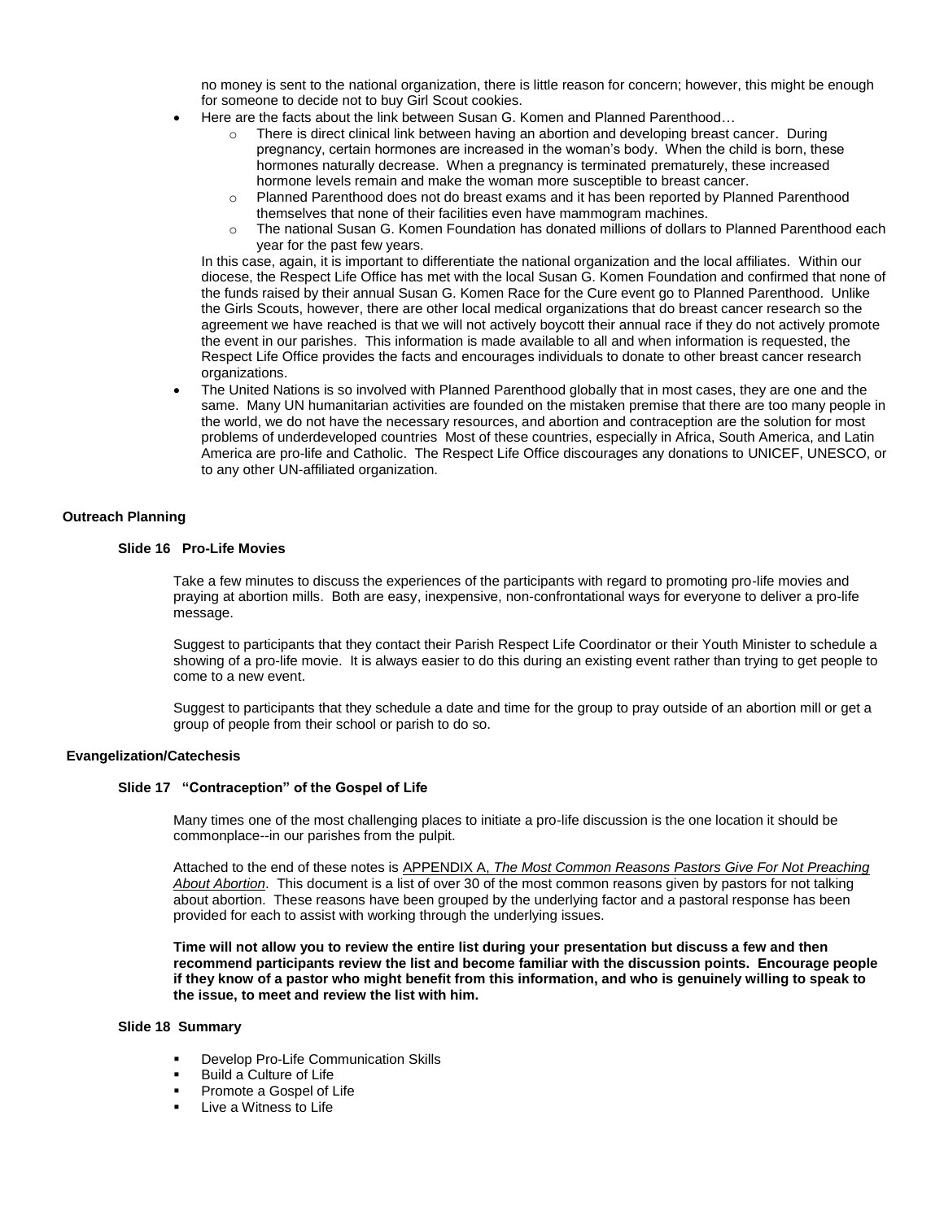no money is sent to the national organization, there is little reason for concern; however, this might be enough for someone to decide not to buy Girl Scout cookies.

- Here are the facts about the link between Susan G. Komen and Planned Parenthood…
  - There is direct clinical link between having an abortion and developing breast cancer. During pregnancy, certain hormones are increased in the woman's body. When the child is born, these hormones naturally decrease. When a pregnancy is terminated prematurely, these increased hormone levels remain and make the woman more susceptible to breast cancer.
  - Planned Parenthood does not do breast exams and it has been reported by Planned Parenthood themselves that none of their facilities even have mammogram machines.
  - The national Susan G. Komen Foundation has donated millions of dollars to Planned Parenthood each year for the past few years.

  In this case, again, it is important to differentiate the national organization and the local affiliates. Within our diocese, the Respect Life Office has met with the local Susan G. Komen Foundation and confirmed that none of the funds raised by their annual Susan G. Komen Race for the Cure event go to Planned Parenthood. Unlike the Girls Scouts, however, there are other local medical organizations that do breast cancer research so the agreement we have reached is that we will not actively boycott their annual race if they do not actively promote the event in our parishes. This information is made available to all and when information is requested, the Respect Life Office provides the facts and encourages individuals to donate to other breast cancer research organizations.
- The United Nations is so involved with Planned Parenthood globally that in most cases, they are one and the same. Many UN humanitarian activities are founded on the mistaken premise that there are too many people in the world, we do not have the necessary resources, and abortion and contraception are the solution for most problems of underdeveloped countries Most of these countries, especially in Africa, South America, and Latin America are pro-life and Catholic. The Respect Life Office discourages any donations to UNICEF, UNESCO, or to any other UN-affiliated organization.

**Outreach Planning**

**Slide 16 Pro-Life Movies**

Take a few minutes to discuss the experiences of the participants with regard to promoting pro-life movies and praying at abortion mills. Both are easy, inexpensive, non-confrontational ways for everyone to deliver a pro-life message.

Suggest to participants that they contact their Parish Respect Life Coordinator or their Youth Minister to schedule a showing of a pro-life movie. It is always easier to do this during an existing event rather than trying to get people to come to a new event.

Suggest to participants that they schedule a date and time for the group to pray outside of an abortion mill or get a group of people from their school or parish to do so.

**Evangelization/Catechesis**

**Slide 17 "Contraception" of the Gospel of Life**

Many times one of the most challenging places to initiate a pro-life discussion is the one location it should be commonplace--in our parishes from the pulpit.

Attached to the end of these notes is APPENDIX A, *The Most Common Reasons Pastors Give For Not Preaching About Abortion*. This document is a list of over 30 of the most common reasons given by pastors for not talking about abortion. These reasons have been grouped by the underlying factor and a pastoral response has been provided for each to assist with working through the underlying issues.

**Time will not allow you to review the entire list during your presentation but discuss a few and then recommend participants review the list and become familiar with the discussion points. Encourage people if they know of a pastor who might benefit from this information, and who is genuinely willing to speak to the issue, to meet and review the list with him.**

**Slide 18 Summary**

- Develop Pro-Life Communication Skills
- Build a Culture of Life
- Promote a Gospel of Life
- Live a Witness to Life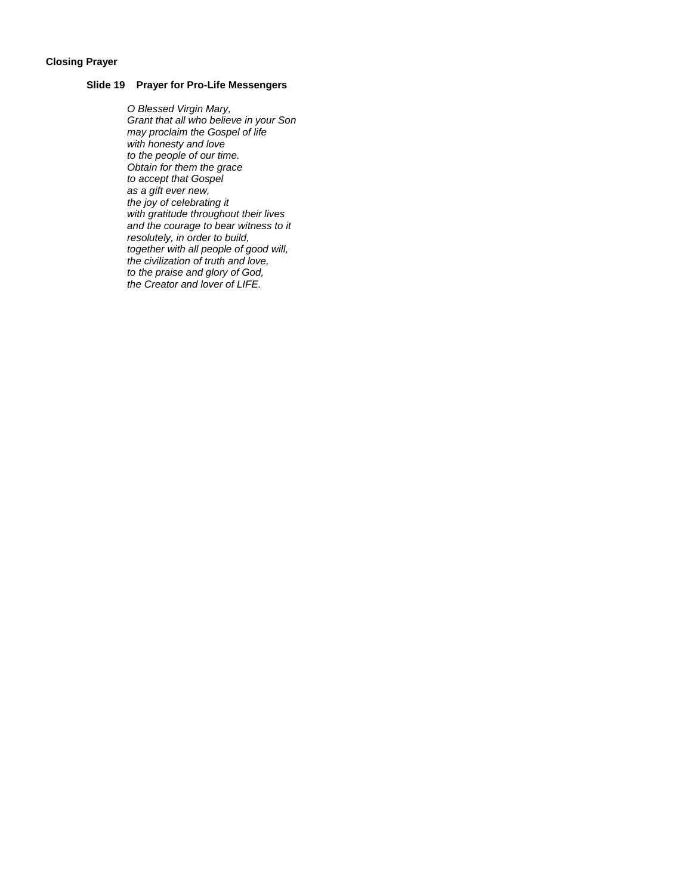**Closing Prayer**

**Slide 19 Prayer for Pro-Life Messengers**

*O Blessed Virgin Mary,*  
*Grant that all who believe in your Son*  
*may proclaim the Gospel of life*  
*with honesty and love*  
*to the people of our time.*  
*Obtain for them the grace*  
*to accept that Gospel*  
*as a gift ever new,*  
*the joy of celebrating it*  
*with gratitude throughout their lives*  
*and the courage to bear witness to it*  
*resolutely, in order to build,*  
*together with all people of good will,*  
*the civilization of truth and love,*  
*to the praise and glory of God,*  
*the Creator and lover of LIFE.*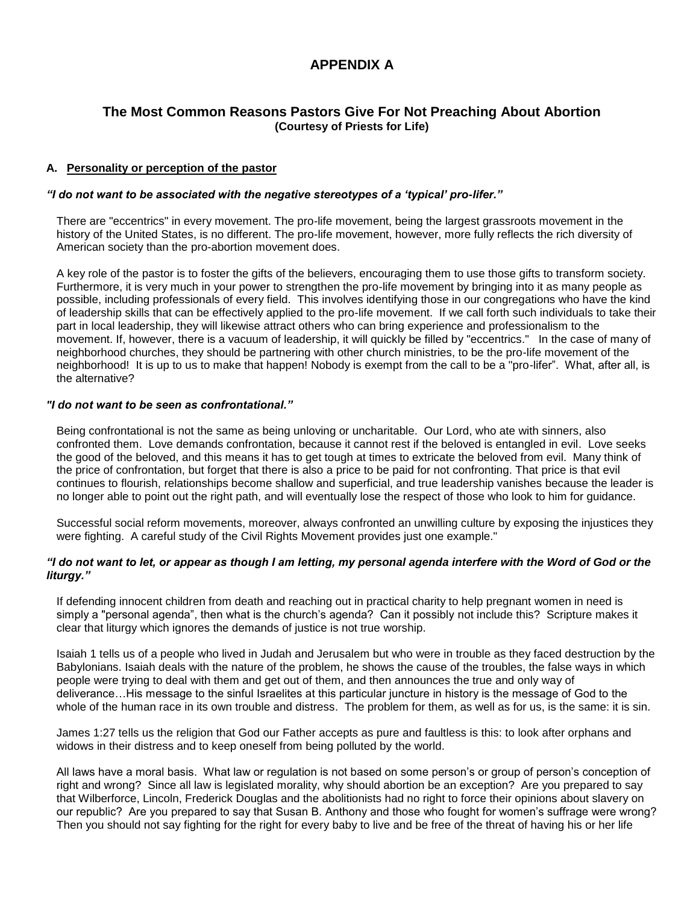# APPENDIX A

## The Most Common Reasons Pastors Give For Not Preaching About Abortion

**(Courtesy of Priests for Life)**

### A. <u>Personality or perception of the pastor</u>

***"I do not want to be associated with the negative stereotypes of a 'typical' pro-lifer."***

There are "eccentrics" in every movement. The pro-life movement, being the largest grassroots movement in the history of the United States, is no different. The pro-life movement, however, more fully reflects the rich diversity of American society than the pro-abortion movement does.

A key role of the pastor is to foster the gifts of the believers, encouraging them to use those gifts to transform society. Furthermore, it is very much in your power to strengthen the pro-life movement by bringing into it as many people as possible, including professionals of every field. This involves identifying those in our congregations who have the kind of leadership skills that can be effectively applied to the pro-life movement. If we call forth such individuals to take their part in local leadership, they will likewise attract others who can bring experience and professionalism to the movement. If, however, there is a vacuum of leadership, it will quickly be filled by "eccentrics." In the case of many of neighborhood churches, they should be partnering with other church ministries, to be the pro-life movement of the neighborhood! It is up to us to make that happen! Nobody is exempt from the call to be a "pro-lifer". What, after all, is the alternative?

***"I do not want to be seen as confrontational."***

Being confrontational is not the same as being unloving or uncharitable. Our Lord, who ate with sinners, also confronted them. Love demands confrontation, because it cannot rest if the beloved is entangled in evil. Love seeks the good of the beloved, and this means it has to get tough at times to extricate the beloved from evil. Many think of the price of confrontation, but forget that there is also a price to be paid for not confronting. That price is that evil continues to flourish, relationships become shallow and superficial, and true leadership vanishes because the leader is no longer able to point out the right path, and will eventually lose the respect of those who look to him for guidance.

Successful social reform movements, moreover, always confronted an unwilling culture by exposing the injustices they were fighting. A careful study of the Civil Rights Movement provides just one example."

***"I do not want to let, or appear as though I am letting, my personal agenda interfere with the Word of God or the liturgy."***

If defending innocent children from death and reaching out in practical charity to help pregnant women in need is simply a "personal agenda", then what is the church's agenda? Can it possibly not include this? Scripture makes it clear that liturgy which ignores the demands of justice is not true worship.

Isaiah 1 tells us of a people who lived in Judah and Jerusalem but who were in trouble as they faced destruction by the Babylonians. Isaiah deals with the nature of the problem, he shows the cause of the troubles, the false ways in which people were trying to deal with them and get out of them, and then announces the true and only way of deliverance…His message to the sinful Israelites at this particular juncture in history is the message of God to the whole of the human race in its own trouble and distress. The problem for them, as well as for us, is the same: it is sin.

James 1:27 tells us the religion that God our Father accepts as pure and faultless is this: to look after orphans and widows in their distress and to keep oneself from being polluted by the world.

All laws have a moral basis. What law or regulation is not based on some person's or group of person's conception of right and wrong? Since all law is legislated morality, why should abortion be an exception? Are you prepared to say that Wilberforce, Lincoln, Frederick Douglas and the abolitionists had no right to force their opinions about slavery on our republic? Are you prepared to say that Susan B. Anthony and those who fought for women's suffrage were wrong? Then you should not say fighting for the right for every baby to live and be free of the threat of having his or her life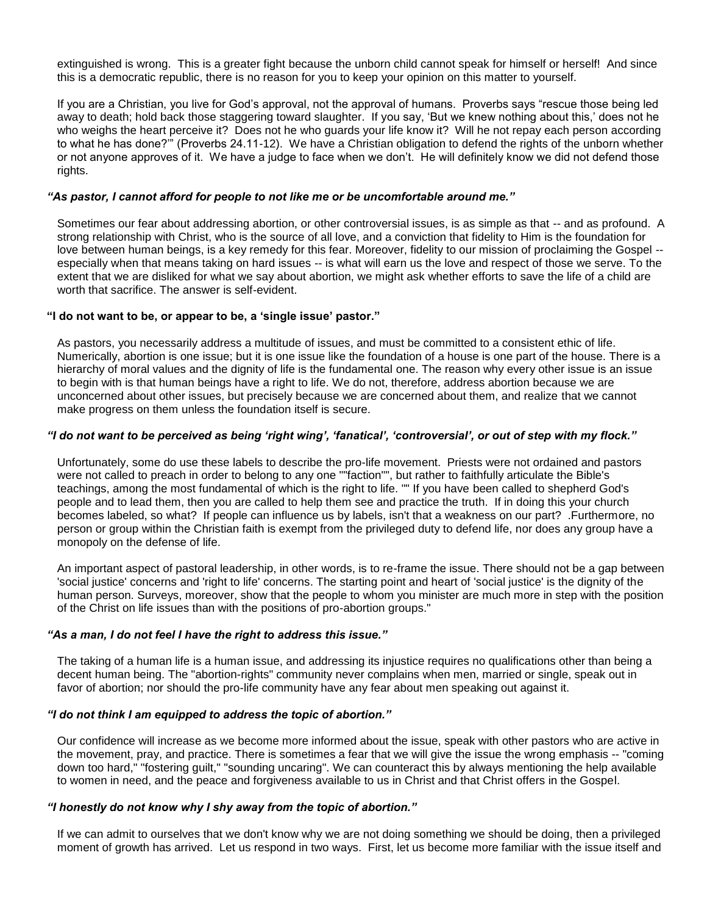extinguished is wrong. This is a greater fight because the unborn child cannot speak for himself or herself! And since this is a democratic republic, there is no reason for you to keep your opinion on this matter to yourself.

If you are a Christian, you live for God's approval, not the approval of humans. Proverbs says "rescue those being led away to death; hold back those staggering toward slaughter. If you say, 'But we knew nothing about this,' does not he who weighs the heart perceive it? Does not he who guards your life know it? Will he not repay each person according to what he has done?'" (Proverbs 24.11-12). We have a Christian obligation to defend the rights of the unborn whether or not anyone approves of it. We have a judge to face when we don't. He will definitely know we did not defend those rights.

***"As pastor, I cannot afford for people to not like me or be uncomfortable around me."***

Sometimes our fear about addressing abortion, or other controversial issues, is as simple as that -- and as profound. A strong relationship with Christ, who is the source of all love, and a conviction that fidelity to Him is the foundation for love between human beings, is a key remedy for this fear. Moreover, fidelity to our mission of proclaiming the Gospel -- especially when that means taking on hard issues -- is what will earn us the love and respect of those we serve. To the extent that we are disliked for what we say about abortion, we might ask whether efforts to save the life of a child are worth that sacrifice. The answer is self-evident.

**"I do not want to be, or appear to be, a 'single issue' pastor."**

As pastors, you necessarily address a multitude of issues, and must be committed to a consistent ethic of life. Numerically, abortion is one issue; but it is one issue like the foundation of a house is one part of the house. There is a hierarchy of moral values and the dignity of life is the fundamental one. The reason why every other issue is an issue to begin with is that human beings have a right to life. We do not, therefore, address abortion because we are unconcerned about other issues, but precisely because we are concerned about them, and realize that we cannot make progress on them unless the foundation itself is secure.

***"I do not want to be perceived as being 'right wing', 'fanatical', 'controversial', or out of step with my flock."***

Unfortunately, some do use these labels to describe the pro-life movement. Priests were not ordained and pastors were not called to preach in order to belong to any one ""faction"", but rather to faithfully articulate the Bible's teachings, among the most fundamental of which is the right to life. "" If you have been called to shepherd God's people and to lead them, then you are called to help them see and practice the truth. If in doing this your church becomes labeled, so what? If people can influence us by labels, isn't that a weakness on our part? .Furthermore, no person or group within the Christian faith is exempt from the privileged duty to defend life, nor does any group have a monopoly on the defense of life.

An important aspect of pastoral leadership, in other words, is to re-frame the issue. There should not be a gap between 'social justice' concerns and 'right to life' concerns. The starting point and heart of 'social justice' is the dignity of the human person. Surveys, moreover, show that the people to whom you minister are much more in step with the position of the Christ on life issues than with the positions of pro-abortion groups."

***"As a man, I do not feel I have the right to address this issue."***

The taking of a human life is a human issue, and addressing its injustice requires no qualifications other than being a decent human being. The "abortion-rights" community never complains when men, married or single, speak out in favor of abortion; nor should the pro-life community have any fear about men speaking out against it.

***"I do not think I am equipped to address the topic of abortion."***

Our confidence will increase as we become more informed about the issue, speak with other pastors who are active in the movement, pray, and practice. There is sometimes a fear that we will give the issue the wrong emphasis -- "coming down too hard," "fostering guilt," "sounding uncaring". We can counteract this by always mentioning the help available to women in need, and the peace and forgiveness available to us in Christ and that Christ offers in the Gospel.

***"I honestly do not know why I shy away from the topic of abortion."***

If we can admit to ourselves that we don't know why we are not doing something we should be doing, then a privileged moment of growth has arrived. Let us respond in two ways. First, let us become more familiar with the issue itself and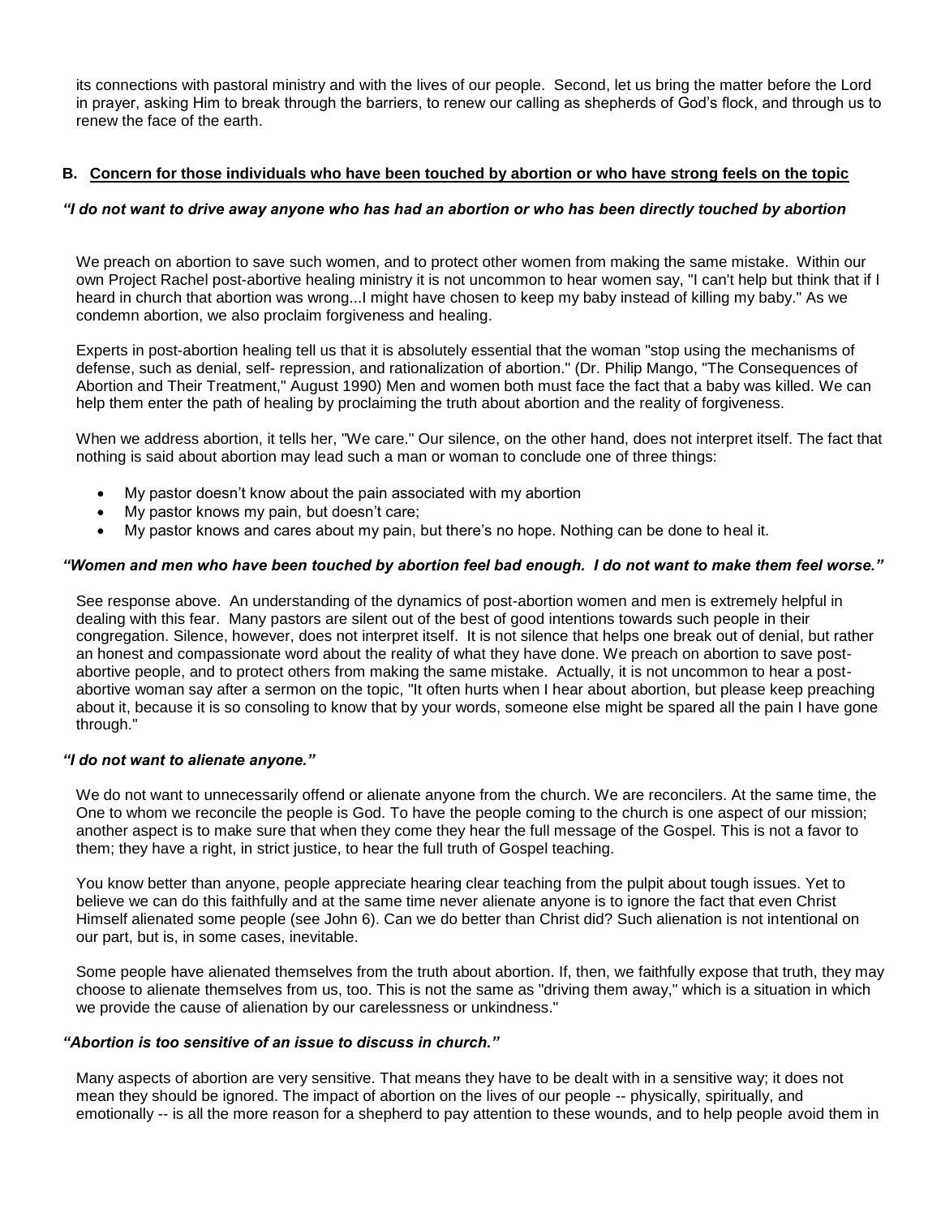its connections with pastoral ministry and with the lives of our people. Second, let us bring the matter before the Lord in prayer, asking Him to break through the barriers, to renew our calling as shepherds of God's flock, and through us to renew the face of the earth.

### B. Concern for those individuals who have been touched by abortion or who have strong feels on the topic

***"I do not want to drive away anyone who has had an abortion or who has been directly touched by abortion***

We preach on abortion to save such women, and to protect other women from making the same mistake. Within our own Project Rachel post-abortive healing ministry it is not uncommon to hear women say, "I can't help but think that if I heard in church that abortion was wrong...I might have chosen to keep my baby instead of killing my baby." As we condemn abortion, we also proclaim forgiveness and healing.

Experts in post-abortion healing tell us that it is absolutely essential that the woman "stop using the mechanisms of defense, such as denial, self- repression, and rationalization of abortion." (Dr. Philip Mango, "The Consequences of Abortion and Their Treatment," August 1990) Men and women both must face the fact that a baby was killed. We can help them enter the path of healing by proclaiming the truth about abortion and the reality of forgiveness.

When we address abortion, it tells her, "We care." Our silence, on the other hand, does not interpret itself. The fact that nothing is said about abortion may lead such a man or woman to conclude one of three things:

- My pastor doesn't know about the pain associated with my abortion
- My pastor knows my pain, but doesn't care;
- My pastor knows and cares about my pain, but there's no hope. Nothing can be done to heal it.

***"Women and men who have been touched by abortion feel bad enough. I do not want to make them feel worse."***

See response above. An understanding of the dynamics of post-abortion women and men is extremely helpful in dealing with this fear. Many pastors are silent out of the best of good intentions towards such people in their congregation. Silence, however, does not interpret itself. It is not silence that helps one break out of denial, but rather an honest and compassionate word about the reality of what they have done. We preach on abortion to save post-abortive people, and to protect others from making the same mistake. Actually, it is not uncommon to hear a post-abortive woman say after a sermon on the topic, "It often hurts when I hear about abortion, but please keep preaching about it, because it is so consoling to know that by your words, someone else might be spared all the pain I have gone through."

***"I do not want to alienate anyone."***

We do not want to unnecessarily offend or alienate anyone from the church. We are reconcilers. At the same time, the One to whom we reconcile the people is God. To have the people coming to the church is one aspect of our mission; another aspect is to make sure that when they come they hear the full message of the Gospel. This is not a favor to them; they have a right, in strict justice, to hear the full truth of Gospel teaching.

You know better than anyone, people appreciate hearing clear teaching from the pulpit about tough issues. Yet to believe we can do this faithfully and at the same time never alienate anyone is to ignore the fact that even Christ Himself alienated some people (see John 6). Can we do better than Christ did? Such alienation is not intentional on our part, but is, in some cases, inevitable.

Some people have alienated themselves from the truth about abortion. If, then, we faithfully expose that truth, they may choose to alienate themselves from us, too. This is not the same as "driving them away," which is a situation in which we provide the cause of alienation by our carelessness or unkindness."

***"Abortion is too sensitive of an issue to discuss in church."***

Many aspects of abortion are very sensitive. That means they have to be dealt with in a sensitive way; it does not mean they should be ignored. The impact of abortion on the lives of our people -- physically, spiritually, and emotionally -- is all the more reason for a shepherd to pay attention to these wounds, and to help people avoid them in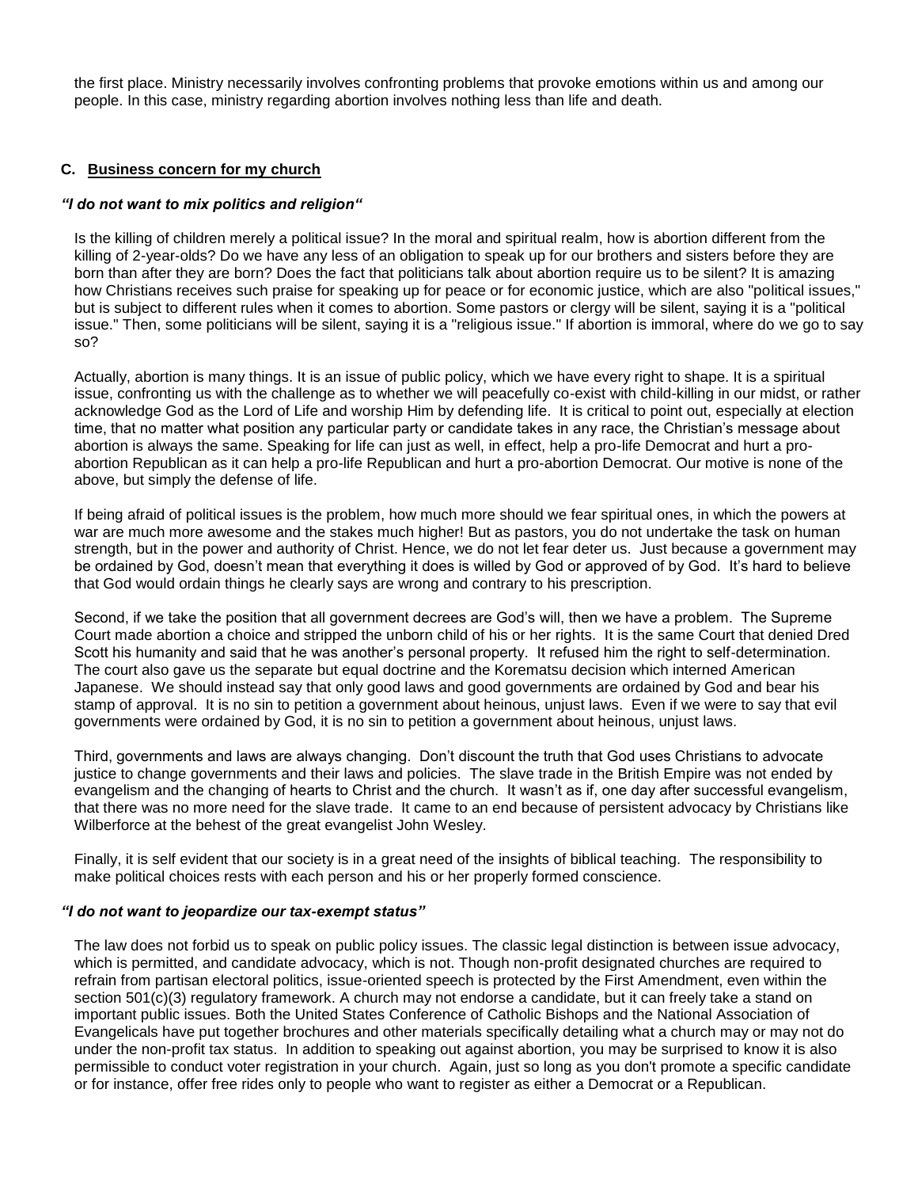the first place. Ministry necessarily involves confronting problems that provoke emotions within us and among our people. In this case, ministry regarding abortion involves nothing less than life and death.

### C. Business concern for my church

***"I do not want to mix politics and religion"***

Is the killing of children merely a political issue? In the moral and spiritual realm, how is abortion different from the killing of 2-year-olds? Do we have any less of an obligation to speak up for our brothers and sisters before they are born than after they are born? Does the fact that politicians talk about abortion require us to be silent? It is amazing how Christians receives such praise for speaking up for peace or for economic justice, which are also "political issues," but is subject to different rules when it comes to abortion. Some pastors or clergy will be silent, saying it is a "political issue." Then, some politicians will be silent, saying it is a "religious issue." If abortion is immoral, where do we go to say so?

Actually, abortion is many things. It is an issue of public policy, which we have every right to shape. It is a spiritual issue, confronting us with the challenge as to whether we will peacefully co-exist with child-killing in our midst, or rather acknowledge God as the Lord of Life and worship Him by defending life. It is critical to point out, especially at election time, that no matter what position any particular party or candidate takes in any race, the Christian's message about abortion is always the same. Speaking for life can just as well, in effect, help a pro-life Democrat and hurt a pro-abortion Republican as it can help a pro-life Republican and hurt a pro-abortion Democrat. Our motive is none of the above, but simply the defense of life.

If being afraid of political issues is the problem, how much more should we fear spiritual ones, in which the powers at war are much more awesome and the stakes much higher! But as pastors, you do not undertake the task on human strength, but in the power and authority of Christ. Hence, we do not let fear deter us. Just because a government may be ordained by God, doesn't mean that everything it does is willed by God or approved of by God. It's hard to believe that God would ordain things he clearly says are wrong and contrary to his prescription.

Second, if we take the position that all government decrees are God's will, then we have a problem. The Supreme Court made abortion a choice and stripped the unborn child of his or her rights. It is the same Court that denied Dred Scott his humanity and said that he was another's personal property. It refused him the right to self-determination. The court also gave us the separate but equal doctrine and the Korematsu decision which interned American Japanese. We should instead say that only good laws and good governments are ordained by God and bear his stamp of approval. It is no sin to petition a government about heinous, unjust laws. Even if we were to say that evil governments were ordained by God, it is no sin to petition a government about heinous, unjust laws.

Third, governments and laws are always changing. Don't discount the truth that God uses Christians to advocate justice to change governments and their laws and policies. The slave trade in the British Empire was not ended by evangelism and the changing of hearts to Christ and the church. It wasn't as if, one day after successful evangelism, that there was no more need for the slave trade. It came to an end because of persistent advocacy by Christians like Wilberforce at the behest of the great evangelist John Wesley.

Finally, it is self evident that our society is in a great need of the insights of biblical teaching. The responsibility to make political choices rests with each person and his or her properly formed conscience.

***"I do not want to jeopardize our tax-exempt status"***

The law does not forbid us to speak on public policy issues. The classic legal distinction is between issue advocacy, which is permitted, and candidate advocacy, which is not. Though non-profit designated churches are required to refrain from partisan electoral politics, issue-oriented speech is protected by the First Amendment, even within the section 501(c)(3) regulatory framework. A church may not endorse a candidate, but it can freely take a stand on important public issues. Both the United States Conference of Catholic Bishops and the National Association of Evangelicals have put together brochures and other materials specifically detailing what a church may or may not do under the non-profit tax status. In addition to speaking out against abortion, you may be surprised to know it is also permissible to conduct voter registration in your church. Again, just so long as you don't promote a specific candidate or for instance, offer free rides only to people who want to register as either a Democrat or a Republican.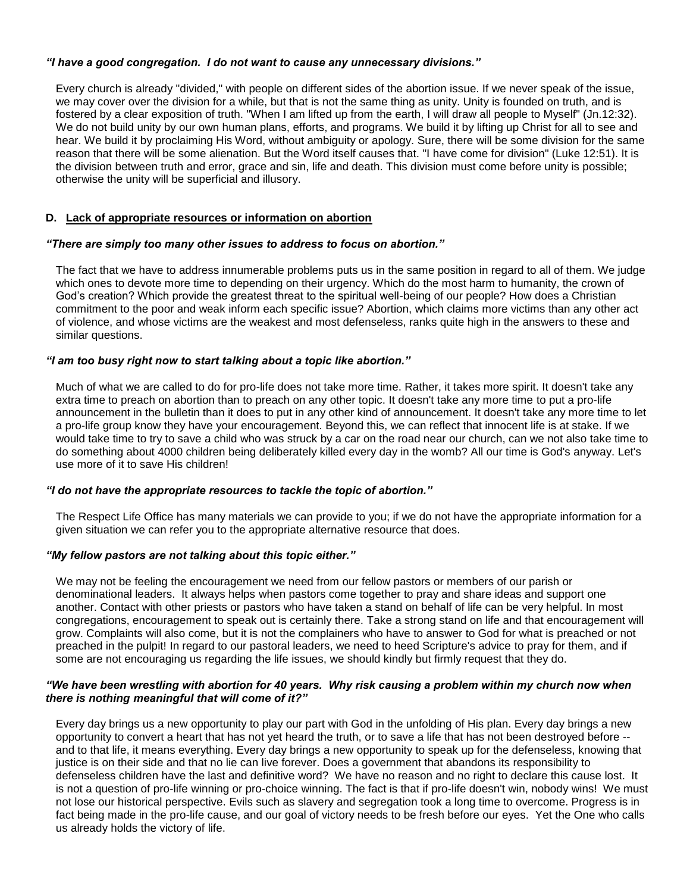***"I have a good congregation. I do not want to cause any unnecessary divisions."***

Every church is already "divided," with people on different sides of the abortion issue. If we never speak of the issue, we may cover over the division for a while, but that is not the same thing as unity. Unity is founded on truth, and is fostered by a clear exposition of truth. "When I am lifted up from the earth, I will draw all people to Myself" (Jn.12:32). We do not build unity by our own human plans, efforts, and programs. We build it by lifting up Christ for all to see and hear. We build it by proclaiming His Word, without ambiguity or apology. Sure, there will be some division for the same reason that there will be some alienation. But the Word itself causes that. "I have come for division" (Luke 12:51). It is the division between truth and error, grace and sin, life and death. This division must come before unity is possible; otherwise the unity will be superficial and illusory.

### D. Lack of appropriate resources or information on abortion

***"There are simply too many other issues to address to focus on abortion."***

The fact that we have to address innumerable problems puts us in the same position in regard to all of them. We judge which ones to devote more time to depending on their urgency. Which do the most harm to humanity, the crown of God's creation? Which provide the greatest threat to the spiritual well-being of our people? How does a Christian commitment to the poor and weak inform each specific issue? Abortion, which claims more victims than any other act of violence, and whose victims are the weakest and most defenseless, ranks quite high in the answers to these and similar questions.

***"I am too busy right now to start talking about a topic like abortion."***

Much of what we are called to do for pro-life does not take more time. Rather, it takes more spirit. It doesn't take any extra time to preach on abortion than to preach on any other topic. It doesn't take any more time to put a pro-life announcement in the bulletin than it does to put in any other kind of announcement. It doesn't take any more time to let a pro-life group know they have your encouragement. Beyond this, we can reflect that innocent life is at stake. If we would take time to try to save a child who was struck by a car on the road near our church, can we not also take time to do something about 4000 children being deliberately killed every day in the womb? All our time is God's anyway. Let's use more of it to save His children!

***"I do not have the appropriate resources to tackle the topic of abortion."***

The Respect Life Office has many materials we can provide to you; if we do not have the appropriate information for a given situation we can refer you to the appropriate alternative resource that does.

***"My fellow pastors are not talking about this topic either."***

We may not be feeling the encouragement we need from our fellow pastors or members of our parish or denominational leaders. It always helps when pastors come together to pray and share ideas and support one another. Contact with other priests or pastors who have taken a stand on behalf of life can be very helpful. In most congregations, encouragement to speak out is certainly there. Take a strong stand on life and that encouragement will grow. Complaints will also come, but it is not the complainers who have to answer to God for what is preached or not preached in the pulpit! In regard to our pastoral leaders, we need to heed Scripture's advice to pray for them, and if some are not encouraging us regarding the life issues, we should kindly but firmly request that they do.

***"We have been wrestling with abortion for 40 years. Why risk causing a problem within my church now when there is nothing meaningful that will come of it?"***

Every day brings us a new opportunity to play our part with God in the unfolding of His plan. Every day brings a new opportunity to convert a heart that has not yet heard the truth, or to save a life that has not been destroyed before -- and to that life, it means everything. Every day brings a new opportunity to speak up for the defenseless, knowing that justice is on their side and that no lie can live forever. Does a government that abandons its responsibility to defenseless children have the last and definitive word? We have no reason and no right to declare this cause lost. It is not a question of pro-life winning or pro-choice winning. The fact is that if pro-life doesn't win, nobody wins! We must not lose our historical perspective. Evils such as slavery and segregation took a long time to overcome. Progress is in fact being made in the pro-life cause, and our goal of victory needs to be fresh before our eyes. Yet the One who calls us already holds the victory of life.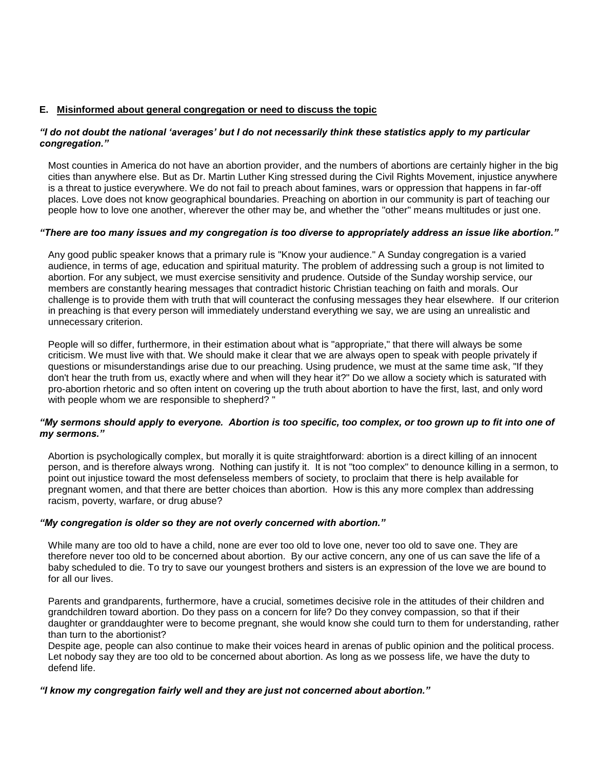### E. <u>Misinformed about general congregation or need to discuss the topic</u>

***"I do not doubt the national 'averages' but I do not necessarily think these statistics apply to my particular congregation."***

Most counties in America do not have an abortion provider, and the numbers of abortions are certainly higher in the big cities than anywhere else. But as Dr. Martin Luther King stressed during the Civil Rights Movement, injustice anywhere is a threat to justice everywhere. We do not fail to preach about famines, wars or oppression that happens in far-off places. Love does not know geographical boundaries. Preaching on abortion in our community is part of teaching our people how to love one another, wherever the other may be, and whether the "other" means multitudes or just one.

***"There are too many issues and my congregation is too diverse to appropriately address an issue like abortion."***

Any good public speaker knows that a primary rule is "Know your audience." A Sunday congregation is a varied audience, in terms of age, education and spiritual maturity. The problem of addressing such a group is not limited to abortion. For any subject, we must exercise sensitivity and prudence. Outside of the Sunday worship service, our members are constantly hearing messages that contradict historic Christian teaching on faith and morals. Our challenge is to provide them with truth that will counteract the confusing messages they hear elsewhere. If our criterion in preaching is that every person will immediately understand everything we say, we are using an unrealistic and unnecessary criterion.

People will so differ, furthermore, in their estimation about what is "appropriate," that there will always be some criticism. We must live with that. We should make it clear that we are always open to speak with people privately if questions or misunderstandings arise due to our preaching. Using prudence, we must at the same time ask, "If they don't hear the truth from us, exactly where and when will they hear it?" Do we allow a society which is saturated with pro-abortion rhetoric and so often intent on covering up the truth about abortion to have the first, last, and only word with people whom we are responsible to shepherd? "

***"My sermons should apply to everyone. Abortion is too specific, too complex, or too grown up to fit into one of my sermons."***

Abortion is psychologically complex, but morally it is quite straightforward: abortion is a direct killing of an innocent person, and is therefore always wrong. Nothing can justify it. It is not "too complex" to denounce killing in a sermon, to point out injustice toward the most defenseless members of society, to proclaim that there is help available for pregnant women, and that there are better choices than abortion. How is this any more complex than addressing racism, poverty, warfare, or drug abuse?

***"My congregation is older so they are not overly concerned with abortion."***

While many are too old to have a child, none are ever too old to love one, never too old to save one. They are therefore never too old to be concerned about abortion. By our active concern, any one of us can save the life of a baby scheduled to die. To try to save our youngest brothers and sisters is an expression of the love we are bound to for all our lives.

Parents and grandparents, furthermore, have a crucial, sometimes decisive role in the attitudes of their children and grandchildren toward abortion. Do they pass on a concern for life? Do they convey compassion, so that if their daughter or granddaughter were to become pregnant, she would know she could turn to them for understanding, rather than turn to the abortionist?

Despite age, people can also continue to make their voices heard in arenas of public opinion and the political process. Let nobody say they are too old to be concerned about abortion. As long as we possess life, we have the duty to defend life.

***"I know my congregation fairly well and they are just not concerned about abortion."***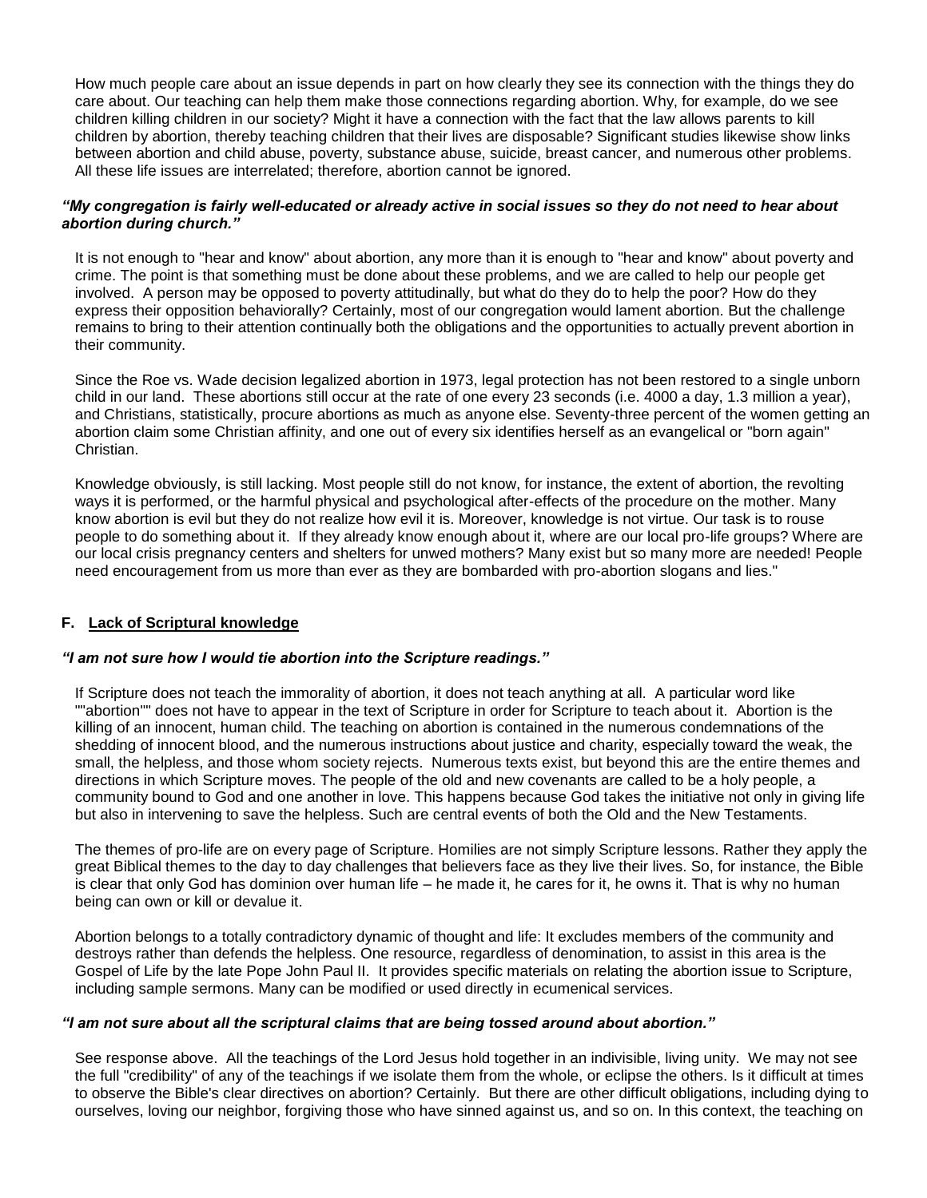How much people care about an issue depends in part on how clearly they see its connection with the things they do care about. Our teaching can help them make those connections regarding abortion. Why, for example, do we see children killing children in our society? Might it have a connection with the fact that the law allows parents to kill children by abortion, thereby teaching children that their lives are disposable? Significant studies likewise show links between abortion and child abuse, poverty, substance abuse, suicide, breast cancer, and numerous other problems. All these life issues are interrelated; therefore, abortion cannot be ignored.

***"My congregation is fairly well-educated or already active in social issues so they do not need to hear about abortion during church."***

It is not enough to "hear and know" about abortion, any more than it is enough to "hear and know" about poverty and crime. The point is that something must be done about these problems, and we are called to help our people get involved. A person may be opposed to poverty attitudinally, but what do they do to help the poor? How do they express their opposition behaviorally? Certainly, most of our congregation would lament abortion. But the challenge remains to bring to their attention continually both the obligations and the opportunities to actually prevent abortion in their community.

Since the Roe vs. Wade decision legalized abortion in 1973, legal protection has not been restored to a single unborn child in our land. These abortions still occur at the rate of one every 23 seconds (i.e. 4000 a day, 1.3 million a year), and Christians, statistically, procure abortions as much as anyone else. Seventy-three percent of the women getting an abortion claim some Christian affinity, and one out of every six identifies herself as an evangelical or "born again" Christian.

Knowledge obviously, is still lacking. Most people still do not know, for instance, the extent of abortion, the revolting ways it is performed, or the harmful physical and psychological after-effects of the procedure on the mother. Many know abortion is evil but they do not realize how evil it is. Moreover, knowledge is not virtue. Our task is to rouse people to do something about it. If they already know enough about it, where are our local pro-life groups? Where are our local crisis pregnancy centers and shelters for unwed mothers? Many exist but so many more are needed! People need encouragement from us more than ever as they are bombarded with pro-abortion slogans and lies."

### F. Lack of Scriptural knowledge

***"I am not sure how I would tie abortion into the Scripture readings."***

If Scripture does not teach the immorality of abortion, it does not teach anything at all. A particular word like ""abortion"" does not have to appear in the text of Scripture in order for Scripture to teach about it. Abortion is the killing of an innocent, human child. The teaching on abortion is contained in the numerous condemnations of the shedding of innocent blood, and the numerous instructions about justice and charity, especially toward the weak, the small, the helpless, and those whom society rejects. Numerous texts exist, but beyond this are the entire themes and directions in which Scripture moves. The people of the old and new covenants are called to be a holy people, a community bound to God and one another in love. This happens because God takes the initiative not only in giving life but also in intervening to save the helpless. Such are central events of both the Old and the New Testaments.

The themes of pro-life are on every page of Scripture. Homilies are not simply Scripture lessons. Rather they apply the great Biblical themes to the day to day challenges that believers face as they live their lives. So, for instance, the Bible is clear that only God has dominion over human life – he made it, he cares for it, he owns it. That is why no human being can own or kill or devalue it.

Abortion belongs to a totally contradictory dynamic of thought and life: It excludes members of the community and destroys rather than defends the helpless. One resource, regardless of denomination, to assist in this area is the Gospel of Life by the late Pope John Paul II. It provides specific materials on relating the abortion issue to Scripture, including sample sermons. Many can be modified or used directly in ecumenical services.

***"I am not sure about all the scriptural claims that are being tossed around about abortion."***

See response above. All the teachings of the Lord Jesus hold together in an indivisible, living unity. We may not see the full "credibility" of any of the teachings if we isolate them from the whole, or eclipse the others. Is it difficult at times to observe the Bible's clear directives on abortion? Certainly. But there are other difficult obligations, including dying to ourselves, loving our neighbor, forgiving those who have sinned against us, and so on. In this context, the teaching on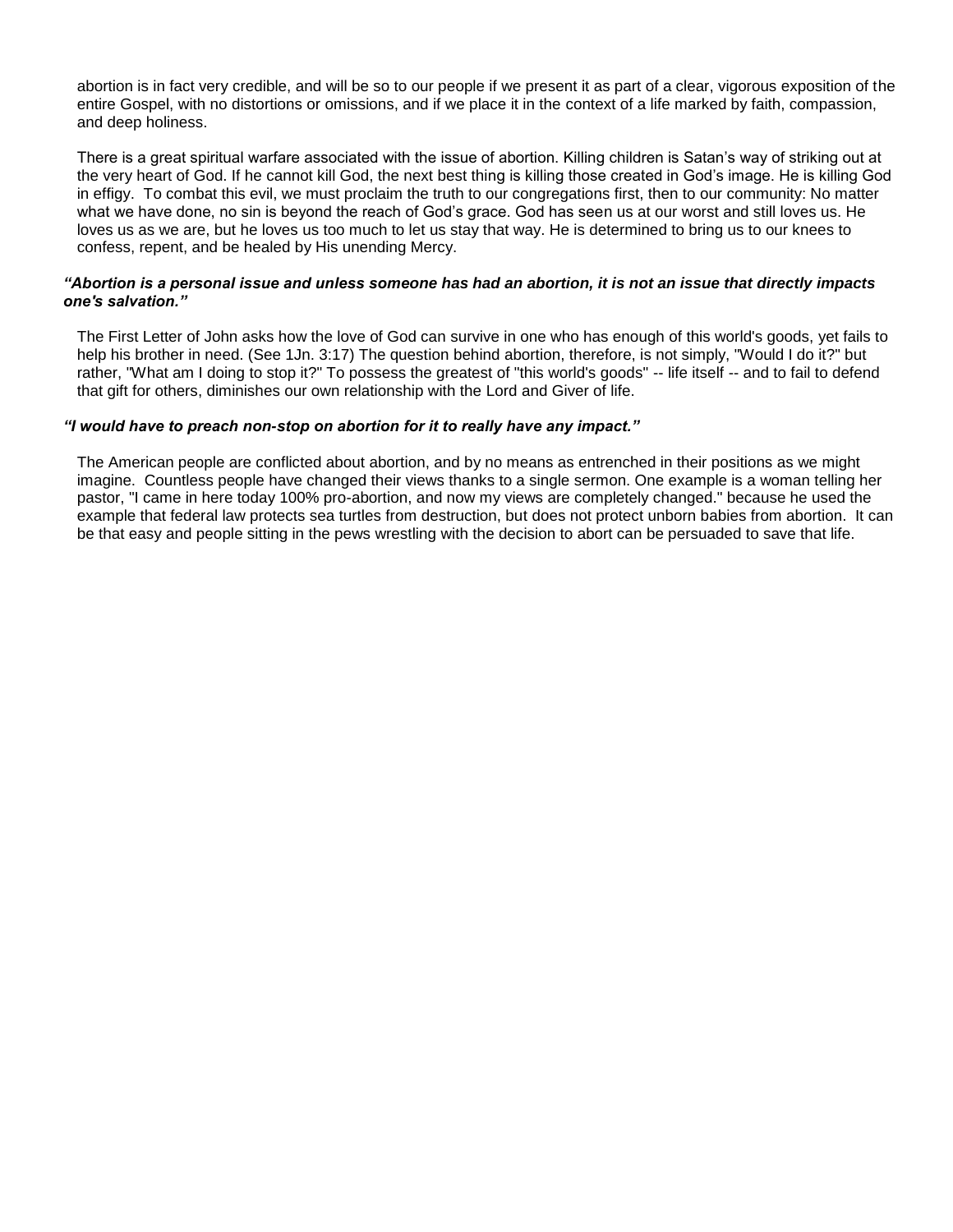abortion is in fact very credible, and will be so to our people if we present it as part of a clear, vigorous exposition of the entire Gospel, with no distortions or omissions, and if we place it in the context of a life marked by faith, compassion, and deep holiness.

There is a great spiritual warfare associated with the issue of abortion. Killing children is Satan's way of striking out at the very heart of God. If he cannot kill God, the next best thing is killing those created in God's image. He is killing God in effigy. To combat this evil, we must proclaim the truth to our congregations first, then to our community: No matter what we have done, no sin is beyond the reach of God's grace. God has seen us at our worst and still loves us. He loves us as we are, but he loves us too much to let us stay that way. He is determined to bring us to our knees to confess, repent, and be healed by His unending Mercy.

***"Abortion is a personal issue and unless someone has had an abortion, it is not an issue that directly impacts one's salvation."***

The First Letter of John asks how the love of God can survive in one who has enough of this world's goods, yet fails to help his brother in need. (See 1Jn. 3:17) The question behind abortion, therefore, is not simply, "Would I do it?" but rather, "What am I doing to stop it?" To possess the greatest of "this world's goods" -- life itself -- and to fail to defend that gift for others, diminishes our own relationship with the Lord and Giver of life.

***"I would have to preach non-stop on abortion for it to really have any impact."***

The American people are conflicted about abortion, and by no means as entrenched in their positions as we might imagine. Countless people have changed their views thanks to a single sermon. One example is a woman telling her pastor, "I came in here today 100% pro-abortion, and now my views are completely changed." because he used the example that federal law protects sea turtles from destruction, but does not protect unborn babies from abortion. It can be that easy and people sitting in the pews wrestling with the decision to abort can be persuaded to save that life.